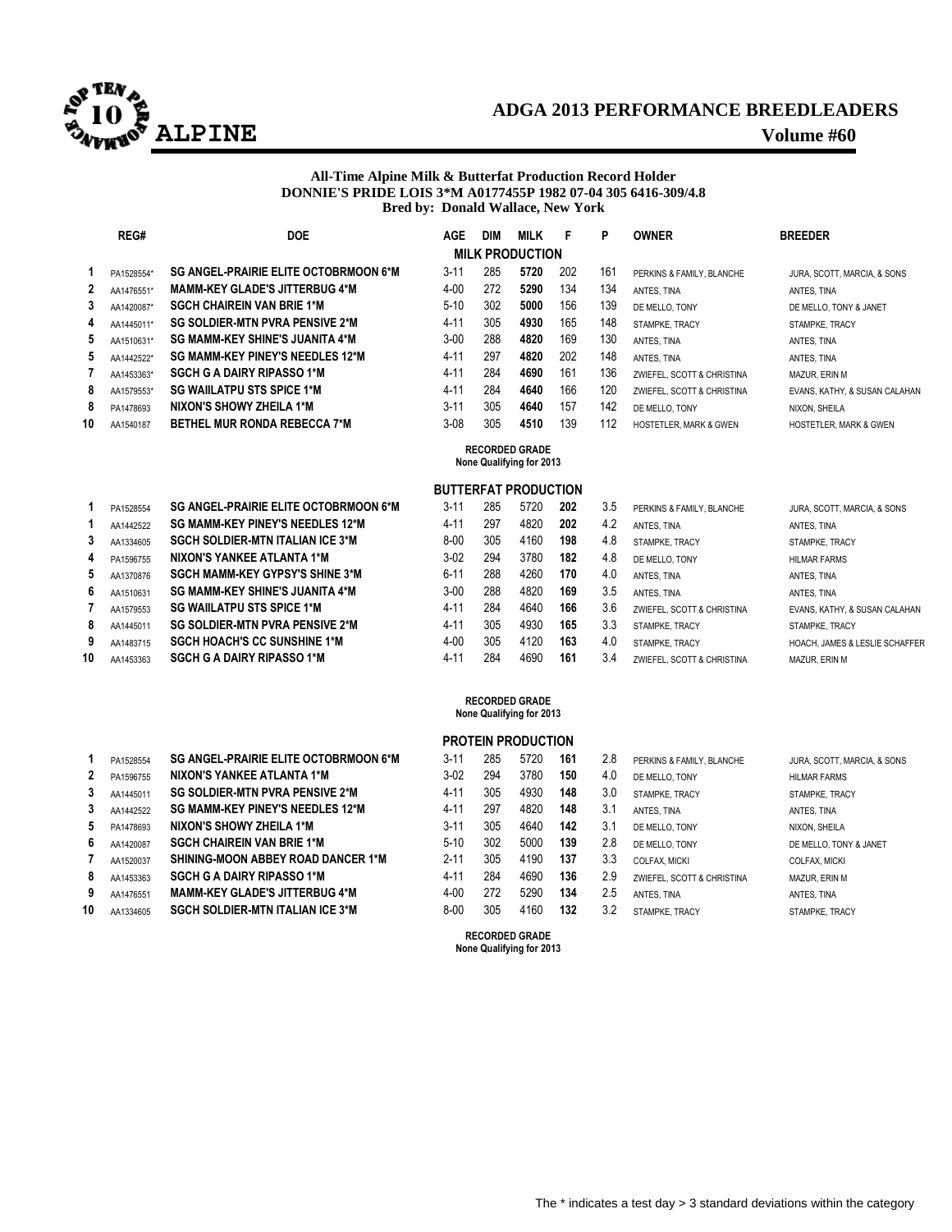# ADGA 2013 PERFORMANCE BREEDLEADERS

## ALPINE

Volume #60

**All-Time Alpine Milk & Butterfat Production Record Holder**
**DONNIE'S PRIDE LOIS 3*M A0177455P 1982 07-04 305 6416-309/4.8**
**Bred by: Donald Wallace, New York**

### MILK PRODUCTION

| | REG# | DOE | AGE | DIM | MILK | F | P | OWNER | BREEDER |
|---|---|---|---|---|---|---|---|---|---|
| 1 | PA1528554* | SG ANGEL-PRAIRIE ELITE OCTOBRMOON 6*M | 3-11 | 285 | **5720** | 202 | 161 | PERKINS & FAMILY, BLANCHE | JURA, SCOTT, MARCIA, & SONS |
| 2 | AA1476551* | MAMM-KEY GLADE'S JITTERBUG 4*M | 4-00 | 272 | **5290** | 134 | 134 | ANTES, TINA | ANTES, TINA |
| 3 | AA1420087* | SGCH CHAIREIN VAN BRIE 1*M | 5-10 | 302 | **5000** | 156 | 139 | DE MELLO, TONY | DE MELLO, TONY & JANET |
| 4 | AA1445011* | SG SOLDIER-MTN PVRA PENSIVE 2*M | 4-11 | 305 | **4930** | 165 | 148 | STAMPKE, TRACY | STAMPKE, TRACY |
| 5 | AA1510631* | SG MAMM-KEY SHINE'S JUANITA 4*M | 3-00 | 288 | **4820** | 169 | 130 | ANTES, TINA | ANTES, TINA |
| 5 | AA1442522* | SG MAMM-KEY PINEY'S NEEDLES 12*M | 4-11 | 297 | **4820** | 202 | 148 | ANTES, TINA | ANTES, TINA |
| 7 | AA1453363* | SGCH G A DAIRY RIPASSO 1*M | 4-11 | 284 | **4690** | 161 | 136 | ZWIEFEL, SCOTT & CHRISTINA | MAZUR, ERIN M |
| 8 | AA1579553* | SG WAIILATPU STS SPICE 1*M | 4-11 | 284 | **4640** | 166 | 120 | ZWIEFEL, SCOTT & CHRISTINA | EVANS, KATHY, & SUSAN CALAHAN |
| 8 | PA1478693 | NIXON'S SHOWY ZHEILA 1*M | 3-11 | 305 | **4640** | 157 | 142 | DE MELLO, TONY | NIXON, SHEILA |
| 10 | AA1540187 | BETHEL MUR RONDA REBECCA 7*M | 3-08 | 305 | **4510** | 139 | 112 | HOSTETLER, MARK & GWEN | HOSTETLER, MARK & GWEN |

**RECORDED GRADE**
**None Qualifying for 2013**

### BUTTERFAT PRODUCTION

| | REG# | DOE | AGE | DIM | MILK | F | % | OWNER | BREEDER |
|---|---|---|---|---|---|---|---|---|---|
| 1 | PA1528554 | SG ANGEL-PRAIRIE ELITE OCTOBRMOON 6*M | 3-11 | 285 | 5720 | **202** | 3.5 | PERKINS & FAMILY, BLANCHE | JURA, SCOTT, MARCIA, & SONS |
| 1 | AA1442522 | SG MAMM-KEY PINEY'S NEEDLES 12*M | 4-11 | 297 | 4820 | **202** | 4.2 | ANTES, TINA | ANTES, TINA |
| 3 | AA1334605 | SGCH SOLDIER-MTN ITALIAN ICE 3*M | 8-00 | 305 | 4160 | **198** | 4.8 | STAMPKE, TRACY | STAMPKE, TRACY |
| 4 | PA1596755 | NIXON'S YANKEE ATLANTA 1*M | 3-02 | 294 | 3780 | **182** | 4.8 | DE MELLO, TONY | HILMAR FARMS |
| 5 | AA1370876 | SGCH MAMM-KEY GYPSY'S SHINE 3*M | 6-11 | 288 | 4260 | **170** | 4.0 | ANTES, TINA | ANTES, TINA |
| 6 | AA1510631 | SG MAMM-KEY SHINE'S JUANITA 4*M | 3-00 | 288 | 4820 | **169** | 3.5 | ANTES, TINA | ANTES, TINA |
| 7 | AA1579553 | SG WAIILATPU STS SPICE 1*M | 4-11 | 284 | 4640 | **166** | 3.6 | ZWIEFEL, SCOTT & CHRISTINA | EVANS, KATHY, & SUSAN CALAHAN |
| 8 | AA1445011 | SG SOLDIER-MTN PVRA PENSIVE 2*M | 4-11 | 305 | 4930 | **165** | 3.3 | STAMPKE, TRACY | STAMPKE, TRACY |
| 9 | AA1483715 | SGCH HOACH'S CC SUNSHINE 1*M | 4-00 | 305 | 4120 | **163** | 4.0 | STAMPKE, TRACY | HOACH, JAMES & LESLIE SCHAFFER |
| 10 | AA1453363 | SGCH G A DAIRY RIPASSO 1*M | 4-11 | 284 | 4690 | **161** | 3.4 | ZWIEFEL, SCOTT & CHRISTINA | MAZUR, ERIN M |

**RECORDED GRADE**
**None Qualifying for 2013**

### PROTEIN PRODUCTION

| | REG# | DOE | AGE | DIM | MILK | P | % | OWNER | BREEDER |
|---|---|---|---|---|---|---|---|---|---|
| 1 | PA1528554 | SG ANGEL-PRAIRIE ELITE OCTOBRMOON 6*M | 3-11 | 285 | 5720 | **161** | 2.8 | PERKINS & FAMILY, BLANCHE | JURA, SCOTT, MARCIA, & SONS |
| 2 | PA1596755 | NIXON'S YANKEE ATLANTA 1*M | 3-02 | 294 | 3780 | **150** | 4.0 | DE MELLO, TONY | HILMAR FARMS |
| 3 | AA1445011 | SG SOLDIER-MTN PVRA PENSIVE 2*M | 4-11 | 305 | 4930 | **148** | 3.0 | STAMPKE, TRACY | STAMPKE, TRACY |
| 3 | AA1442522 | SG MAMM-KEY PINEY'S NEEDLES 12*M | 4-11 | 297 | 4820 | **148** | 3.1 | ANTES, TINA | ANTES, TINA |
| 5 | PA1478693 | NIXON'S SHOWY ZHEILA 1*M | 3-11 | 305 | 4640 | **142** | 3.1 | DE MELLO, TONY | NIXON, SHEILA |
| 6 | AA1420087 | SGCH CHAIREIN VAN BRIE 1*M | 5-10 | 302 | 5000 | **139** | 2.8 | DE MELLO, TONY | DE MELLO, TONY & JANET |
| 7 | AA1520037 | SHINING-MOON ABBEY ROAD DANCER 1*M | 2-11 | 305 | 4190 | **137** | 3.3 | COLFAX, MICKI | COLFAX, MICKI |
| 8 | AA1453363 | SGCH G A DAIRY RIPASSO 1*M | 4-11 | 284 | 4690 | **136** | 2.9 | ZWIEFEL, SCOTT & CHRISTINA | MAZUR, ERIN M |
| 9 | AA1476551 | MAMM-KEY GLADE'S JITTERBUG 4*M | 4-00 | 272 | 5290 | **134** | 2.5 | ANTES, TINA | ANTES, TINA |
| 10 | AA1334605 | SGCH SOLDIER-MTN ITALIAN ICE 3*M | 8-00 | 305 | 4160 | **132** | 3.2 | STAMPKE, TRACY | STAMPKE, TRACY |

**RECORDED GRADE**
**None Qualifying for 2013**

The * indicates a test day > 3 standard deviations within the category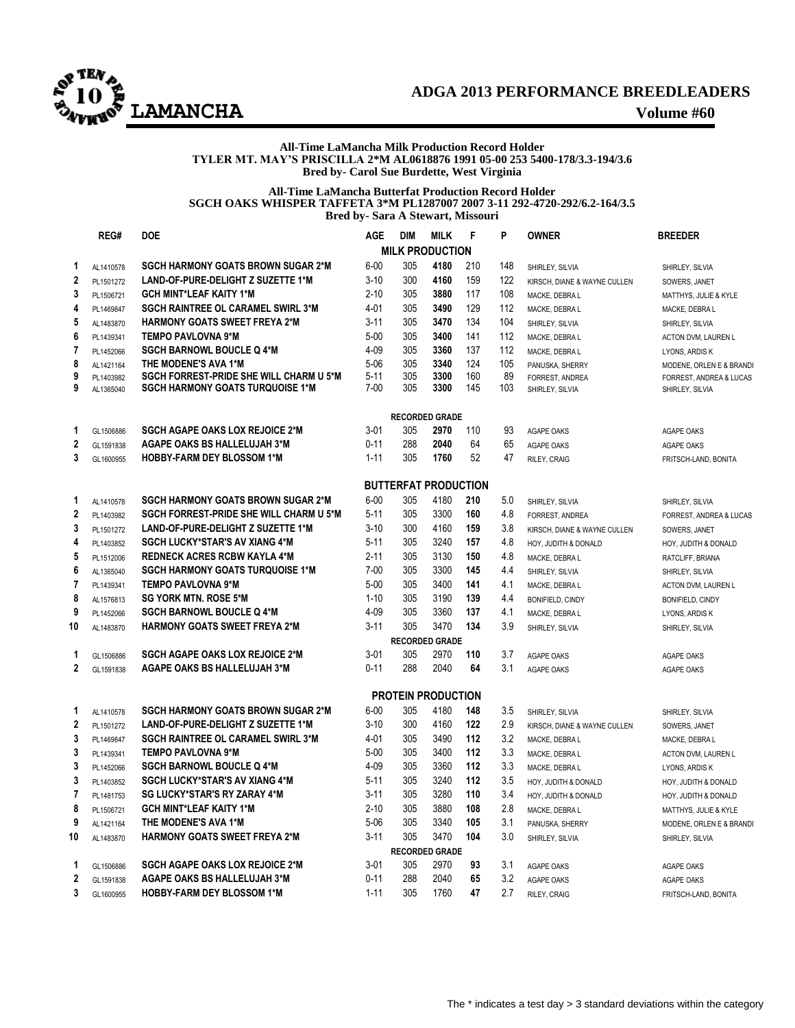# ADGA 2013 PERFORMANCE BREEDLEADERS

## LAMANCHA

**Volume #60**

**All-Time LaMancha Milk Production Record Holder**
**TYLER MT. MAY'S PRISCILLA 2*M AL0618876 1991 05-00 253 5400-178/3.3-194/3.6**
**Bred by- Carol Sue Burdette, West Virginia**

**All-Time LaMancha Butterfat Production Record Holder**
**SGCH OAKS WHISPER TAFFETA 3*M PL1287007 2007 3-11 292-4720-292/6.2-164/3.5**
**Bred by- Sara A Stewart, Missouri**

| | REG# | DOE | AGE | DIM | MILK | F | P | OWNER | BREEDER |
|---|---|---|---|---|---|---|---|---|---|
| | | | | **MILK PRODUCTION** | | | | | |
| 1 | AL1410578 | SGCH HARMONY GOATS BROWN SUGAR 2*M | 6-00 | 305 | 4180 | 210 | 148 | SHIRLEY, SILVIA | SHIRLEY, SILVIA |
| 2 | PL1501272 | LAND-OF-PURE-DELIGHT Z SUZETTE 1*M | 3-10 | 300 | 4160 | 159 | 122 | KIRSCH, DIANE & WAYNE CULLEN | SOWERS, JANET |
| 3 | PL1506721 | GCH MINT*LEAF KAITY 1*M | 2-10 | 305 | 3880 | 117 | 108 | MACKE, DEBRA L | MATTHYS, JULIE & KYLE |
| 4 | PL1469847 | SGCH RAINTREE OL CARAMEL SWIRL 3*M | 4-01 | 305 | 3490 | 129 | 112 | MACKE, DEBRA L | MACKE, DEBRA L |
| 5 | AL1483870 | HARMONY GOATS SWEET FREYA 2*M | 3-11 | 305 | 3470 | 134 | 104 | SHIRLEY, SILVIA | SHIRLEY, SILVIA |
| 6 | PL1439341 | TEMPO PAVLOVNA 9*M | 5-00 | 305 | 3400 | 141 | 112 | MACKE, DEBRA L | ACTON DVM, LAUREN L |
| 7 | PL1452066 | SGCH BARNOWL BOUCLE Q 4*M | 4-09 | 305 | 3360 | 137 | 112 | MACKE, DEBRA L | LYONS, ARDIS K |
| 8 | AL1421164 | THE MODENE'S AVA 1*M | 5-06 | 305 | 3340 | 124 | 105 | PANUSKA, SHERRY | MODENE, ORLEN E & BRANDI |
| 9 | PL1403982 | SGCH FORREST-PRIDE SHE WILL CHARM U 5*M | 5-11 | 305 | 3300 | 160 | 89 | FORREST, ANDREA | FORREST, ANDREA & LUCAS |
| 9 | AL1365040 | SGCH HARMONY GOATS TURQUOISE 1*M | 7-00 | 305 | 3300 | 145 | 103 | SHIRLEY, SILVIA | SHIRLEY, SILVIA |
| | | | | **RECORDED GRADE** | | | | | |
| 1 | GL1506886 | SGCH AGAPE OAKS LOX REJOICE 2*M | 3-01 | 305 | 2970 | 110 | 93 | AGAPE OAKS | AGAPE OAKS |
| 2 | GL1591838 | AGAPE OAKS BS HALLELUJAH 3*M | 0-11 | 288 | 2040 | 64 | 65 | AGAPE OAKS | AGAPE OAKS |
| 3 | GL1600955 | HOBBY-FARM DEY BLOSSOM 1*M | 1-11 | 305 | 1760 | 52 | 47 | RILEY, CRAIG | FRITSCH-LAND, BONITA |
| | | | | **BUTTERFAT PRODUCTION** | | | | | |
| 1 | AL1410578 | SGCH HARMONY GOATS BROWN SUGAR 2*M | 6-00 | 305 | 4180 | 210 | 5.0 | SHIRLEY, SILVIA | SHIRLEY, SILVIA |
| 2 | PL1403982 | SGCH FORREST-PRIDE SHE WILL CHARM U 5*M | 5-11 | 305 | 3300 | 160 | 4.8 | FORREST, ANDREA | FORREST, ANDREA & LUCAS |
| 3 | PL1501272 | LAND-OF-PURE-DELIGHT Z SUZETTE 1*M | 3-10 | 300 | 4160 | 159 | 3.8 | KIRSCH, DIANE & WAYNE CULLEN | SOWERS, JANET |
| 4 | PL1403852 | SGCH LUCKY*STAR'S AV XIANG 4*M | 5-11 | 305 | 3240 | 157 | 4.8 | HOY, JUDITH & DONALD | HOY, JUDITH & DONALD |
| 5 | PL1512006 | REDNECK ACRES RCBW KAYLA 4*M | 2-11 | 305 | 3130 | 150 | 4.8 | MACKE, DEBRA L | RATCLIFF, BRIANA |
| 6 | AL1365040 | SGCH HARMONY GOATS TURQUOISE 1*M | 7-00 | 305 | 3300 | 145 | 4.4 | SHIRLEY, SILVIA | SHIRLEY, SILVIA |
| 7 | PL1439341 | TEMPO PAVLOVNA 9*M | 5-00 | 305 | 3400 | 141 | 4.1 | MACKE, DEBRA L | ACTON DVM, LAUREN L |
| 8 | AL1576813 | SG YORK MTN. ROSE 5*M | 1-10 | 305 | 3190 | 139 | 4.4 | BONIFIELD, CINDY | BONIFIELD, CINDY |
| 9 | PL1452066 | SGCH BARNOWL BOUCLE Q 4*M | 4-09 | 305 | 3360 | 137 | 4.1 | MACKE, DEBRA L | LYONS, ARDIS K |
| 10 | AL1483870 | HARMONY GOATS SWEET FREYA 2*M | 3-11 | 305 | 3470 | 134 | 3.9 | SHIRLEY, SILVIA | SHIRLEY, SILVIA |
| | | | | **RECORDED GRADE** | | | | | |
| 1 | GL1506886 | SGCH AGAPE OAKS LOX REJOICE 2*M | 3-01 | 305 | 2970 | 110 | 3.7 | AGAPE OAKS | AGAPE OAKS |
| 2 | GL1591838 | AGAPE OAKS BS HALLELUJAH 3*M | 0-11 | 288 | 2040 | 64 | 3.1 | AGAPE OAKS | AGAPE OAKS |
| | | | | **PROTEIN PRODUCTION** | | | | | |
| 1 | AL1410578 | SGCH HARMONY GOATS BROWN SUGAR 2*M | 6-00 | 305 | 4180 | 148 | 3.5 | SHIRLEY, SILVIA | SHIRLEY, SILVIA |
| 2 | PL1501272 | LAND-OF-PURE-DELIGHT Z SUZETTE 1*M | 3-10 | 300 | 4160 | 122 | 2.9 | KIRSCH, DIANE & WAYNE CULLEN | SOWERS, JANET |
| 3 | PL1469847 | SGCH RAINTREE OL CARAMEL SWIRL 3*M | 4-01 | 305 | 3490 | 112 | 3.2 | MACKE, DEBRA L | MACKE, DEBRA L |
| 3 | PL1439341 | TEMPO PAVLOVNA 9*M | 5-00 | 305 | 3400 | 112 | 3.3 | MACKE, DEBRA L | ACTON DVM, LAUREN L |
| 3 | PL1452066 | SGCH BARNOWL BOUCLE Q 4*M | 4-09 | 305 | 3360 | 112 | 3.3 | MACKE, DEBRA L | LYONS, ARDIS K |
| 3 | PL1403852 | SGCH LUCKY*STAR'S AV XIANG 4*M | 5-11 | 305 | 3240 | 112 | 3.5 | HOY, JUDITH & DONALD | HOY, JUDITH & DONALD |
| 7 | PL1481753 | SG LUCKY*STAR'S RY ZARAY 4*M | 3-11 | 305 | 3280 | 110 | 3.4 | HOY, JUDITH & DONALD | HOY, JUDITH & DONALD |
| 8 | PL1506721 | GCH MINT*LEAF KAITY 1*M | 2-10 | 305 | 3880 | 108 | 2.8 | MACKE, DEBRA L | MATTHYS, JULIE & KYLE |
| 9 | AL1421164 | THE MODENE'S AVA 1*M | 5-06 | 305 | 3340 | 105 | 3.1 | PANUSKA, SHERRY | MODENE, ORLEN E & BRANDI |
| 10 | AL1483870 | HARMONY GOATS SWEET FREYA 2*M | 3-11 | 305 | 3470 | 104 | 3.0 | SHIRLEY, SILVIA | SHIRLEY, SILVIA |
| | | | | **RECORDED GRADE** | | | | | |
| 1 | GL1506886 | SGCH AGAPE OAKS LOX REJOICE 2*M | 3-01 | 305 | 2970 | 93 | 3.1 | AGAPE OAKS | AGAPE OAKS |
| 2 | GL1591838 | AGAPE OAKS BS HALLELUJAH 3*M | 0-11 | 288 | 2040 | 65 | 3.2 | AGAPE OAKS | AGAPE OAKS |
| 3 | GL1600955 | HOBBY-FARM DEY BLOSSOM 1*M | 1-11 | 305 | 1760 | 47 | 2.7 | RILEY, CRAIG | FRITSCH-LAND, BONITA |

The * indicates a test day > 3 standard deviations within the category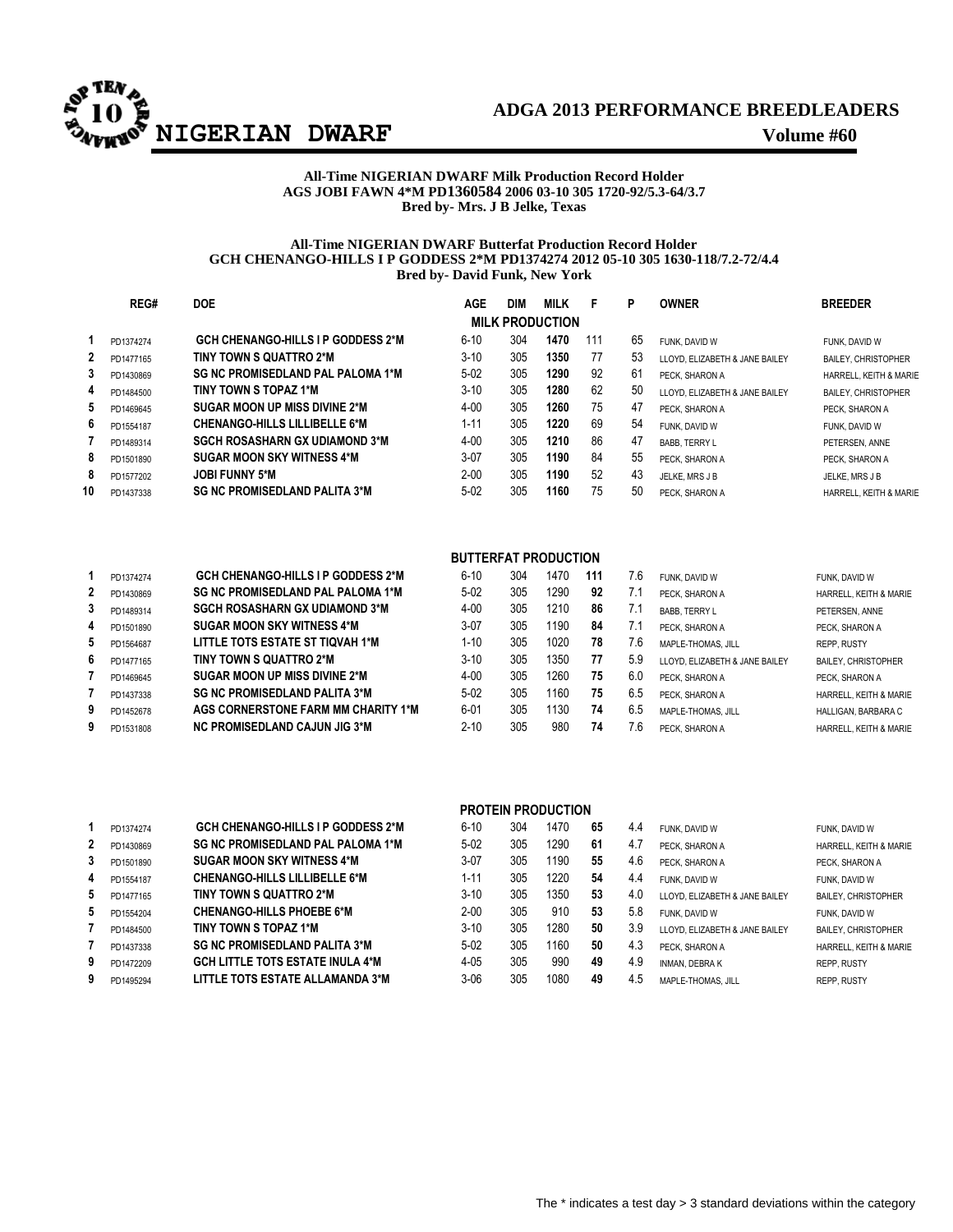# ADGA 2013 PERFORMANCE BREEDLEADERS

## NIGERIAN DWARF

**All-Time NIGERIAN DWARF Milk Production Record Holder**
**AGS JOBI FAWN 4*M PD1360584 2006 03-10 305 1720-92/5.3-64/3.7**
**Bred by- Mrs. J B Jelke, Texas**

**All-Time NIGERIAN DWARF Butterfat Production Record Holder**
**GCH CHENANGO-HILLS I P GODDESS 2*M PD1374274 2012 05-10 305 1630-118/7.2-72/4.4**
**Bred by- David Funk, New York**

### MILK PRODUCTION

| | REG# | DOE | AGE | DIM | MILK | F | P | OWNER | BREEDER |
|---|---|---|---|---|---|---|---|---|---|
| 1 | PD1374274 | GCH CHENANGO-HILLS I P GODDESS 2*M | 6-10 | 304 | **1470** | 111 | 65 | FUNK, DAVID W | FUNK, DAVID W |
| 2 | PD1477165 | TINY TOWN S QUATTRO 2*M | 3-10 | 305 | **1350** | 77 | 53 | LLOYD, ELIZABETH & JANE BAILEY | BAILEY, CHRISTOPHER |
| 3 | PD1430869 | SG NC PROMISEDLAND PAL PALOMA 1*M | 5-02 | 305 | **1290** | 92 | 61 | PECK, SHARON A | HARRELL, KEITH & MARIE |
| 4 | PD1484500 | TINY TOWN S TOPAZ 1*M | 3-10 | 305 | **1280** | 62 | 50 | LLOYD, ELIZABETH & JANE BAILEY | BAILEY, CHRISTOPHER |
| 5 | PD1469645 | SUGAR MOON UP MISS DIVINE 2*M | 4-00 | 305 | **1260** | 75 | 47 | PECK, SHARON A | PECK, SHARON A |
| 6 | PD1554187 | CHENANGO-HILLS LILLIBELLE 6*M | 1-11 | 305 | **1220** | 69 | 54 | FUNK, DAVID W | FUNK, DAVID W |
| 7 | PD1489314 | SGCH ROSASHARN GX UDIAMOND 3*M | 4-00 | 305 | **1210** | 86 | 47 | BABB, TERRY L | PETERSEN, ANNE |
| 8 | PD1501890 | SUGAR MOON SKY WITNESS 4*M | 3-07 | 305 | **1190** | 84 | 55 | PECK, SHARON A | PECK, SHARON A |
| 8 | PD1577202 | JOBI FUNNY 5*M | 2-00 | 305 | **1190** | 52 | 43 | JELKE, MRS J B | JELKE, MRS J B |
| 10 | PD1437338 | SG NC PROMISEDLAND PALITA 3*M | 5-02 | 305 | **1160** | 75 | 50 | PECK, SHARON A | HARRELL, KEITH & MARIE |

### BUTTERFAT PRODUCTION

| | REG# | DOE | AGE | DIM | MILK | F | % | OWNER | BREEDER |
|---|---|---|---|---|---|---|---|---|---|
| 1 | PD1374274 | GCH CHENANGO-HILLS I P GODDESS 2*M | 6-10 | 304 | 1470 | **111** | 7.6 | FUNK, DAVID W | FUNK, DAVID W |
| 2 | PD1430869 | SG NC PROMISEDLAND PAL PALOMA 1*M | 5-02 | 305 | 1290 | **92** | 7.1 | PECK, SHARON A | HARRELL, KEITH & MARIE |
| 3 | PD1489314 | SGCH ROSASHARN GX UDIAMOND 3*M | 4-00 | 305 | 1210 | **86** | 7.1 | BABB, TERRY L | PETERSEN, ANNE |
| 4 | PD1501890 | SUGAR MOON SKY WITNESS 4*M | 3-07 | 305 | 1190 | **84** | 7.1 | PECK, SHARON A | PECK, SHARON A |
| 5 | PD1564687 | LITTLE TOTS ESTATE ST TIQVAH 1*M | 1-10 | 305 | 1020 | **78** | 7.6 | MAPLE-THOMAS, JILL | REPP, RUSTY |
| 6 | PD1477165 | TINY TOWN S QUATTRO 2*M | 3-10 | 305 | 1350 | **77** | 5.9 | LLOYD, ELIZABETH & JANE BAILEY | BAILEY, CHRISTOPHER |
| 7 | PD1469645 | SUGAR MOON UP MISS DIVINE 2*M | 4-00 | 305 | 1260 | **75** | 6.0 | PECK, SHARON A | PECK, SHARON A |
| 7 | PD1437338 | SG NC PROMISEDLAND PALITA 3*M | 5-02 | 305 | 1160 | **75** | 6.5 | PECK, SHARON A | HARRELL, KEITH & MARIE |
| 9 | PD1452678 | AGS CORNERSTONE FARM MM CHARITY 1*M | 6-01 | 305 | 1130 | **74** | 6.5 | MAPLE-THOMAS, JILL | HALLIGAN, BARBARA C |
| 9 | PD1531808 | NC PROMISEDLAND CAJUN JIG 3*M | 2-10 | 305 | 980 | **74** | 7.6 | PECK, SHARON A | HARRELL, KEITH & MARIE |

### PROTEIN PRODUCTION

| | REG# | DOE | AGE | DIM | MILK | P | % | OWNER | BREEDER |
|---|---|---|---|---|---|---|---|---|---|
| 1 | PD1374274 | GCH CHENANGO-HILLS I P GODDESS 2*M | 6-10 | 304 | 1470 | **65** | 4.4 | FUNK, DAVID W | FUNK, DAVID W |
| 2 | PD1430869 | SG NC PROMISEDLAND PAL PALOMA 1*M | 5-02 | 305 | 1290 | **61** | 4.7 | PECK, SHARON A | HARRELL, KEITH & MARIE |
| 3 | PD1501890 | SUGAR MOON SKY WITNESS 4*M | 3-07 | 305 | 1190 | **55** | 4.6 | PECK, SHARON A | PECK, SHARON A |
| 4 | PD1554187 | CHENANGO-HILLS LILLIBELLE 6*M | 1-11 | 305 | 1220 | **54** | 4.4 | FUNK, DAVID W | FUNK, DAVID W |
| 5 | PD1477165 | TINY TOWN S QUATTRO 2*M | 3-10 | 305 | 1350 | **53** | 4.0 | LLOYD, ELIZABETH & JANE BAILEY | BAILEY, CHRISTOPHER |
| 5 | PD1554204 | CHENANGO-HILLS PHOEBE 6*M | 2-00 | 305 | 910 | **53** | 5.8 | FUNK, DAVID W | FUNK, DAVID W |
| 7 | PD1484500 | TINY TOWN S TOPAZ 1*M | 3-10 | 305 | 1280 | **50** | 3.9 | LLOYD, ELIZABETH & JANE BAILEY | BAILEY, CHRISTOPHER |
| 7 | PD1437338 | SG NC PROMISEDLAND PALITA 3*M | 5-02 | 305 | 1160 | **50** | 4.3 | PECK, SHARON A | HARRELL, KEITH & MARIE |
| 9 | PD1472209 | GCH LITTLE TOTS ESTATE INULA 4*M | 4-05 | 305 | 990 | **49** | 4.9 | INMAN, DEBRA K | REPP, RUSTY |
| 9 | PD1495294 | LITTLE TOTS ESTATE ALLAMANDA 3*M | 3-06 | 305 | 1080 | **49** | 4.5 | MAPLE-THOMAS, JILL | REPP, RUSTY |

The * indicates a test day > 3 standard deviations within the category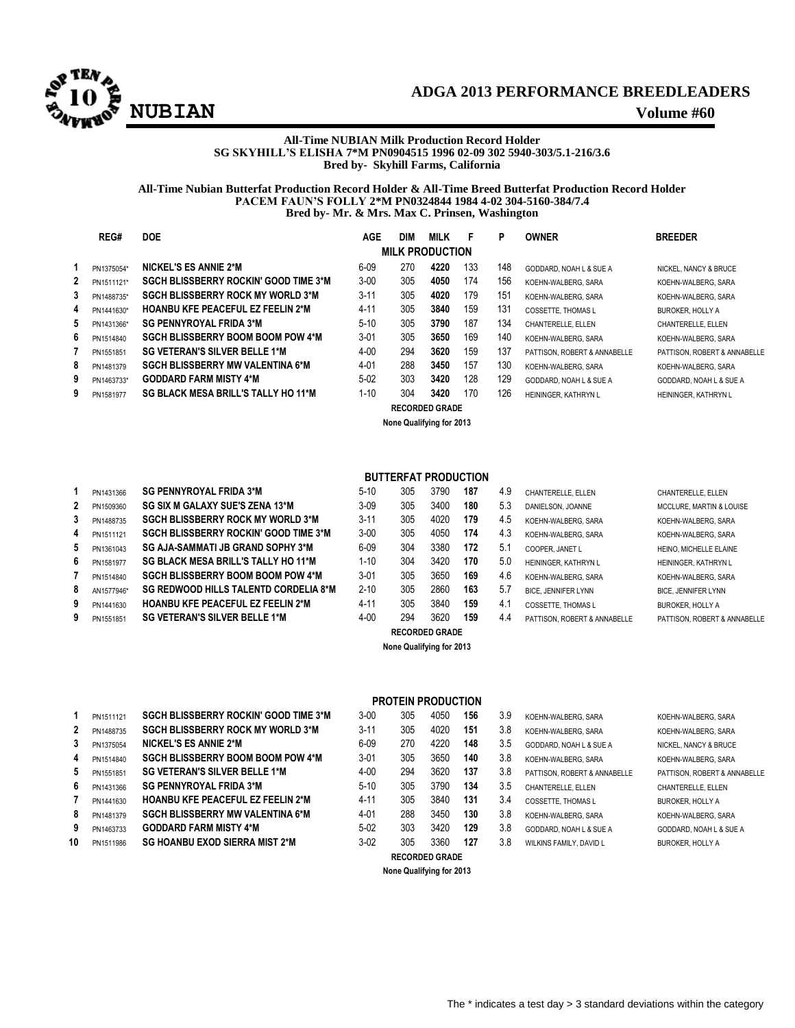# ADGA 2013 PERFORMANCE BREEDLEADERS

## NUBIAN

**Volume #60**

**All-Time NUBIAN Milk Production Record Holder**
**SG SKYHILL'S ELISHA 7*M PN0904515 1996 02-09 302 5940-303/5.1-216/3.6**
**Bred by- Skyhill Farms, California**

**All-Time Nubian Butterfat Production Record Holder & All-Time Breed Butterfat Production Record Holder**
**PACEM FAUN'S FOLLY 2*M PN0324844 1984 4-02 304-5160-384/7.4**
**Bred by- Mr. & Mrs. Max C. Prinsen, Washington**

### MILK PRODUCTION

| | REG# | DOE | AGE | DIM | MILK | F | P | OWNER | BREEDER |
|---|---|---|---|---|---|---|---|---|---|
| 1 | PN1375054* | NICKEL'S ES ANNIE 2*M | 6-09 | 270 | **4220** | 133 | 148 | GODDARD, NOAH L & SUE A | NICKEL, NANCY & BRUCE |
| 2 | PN1511121* | SGCH BLISSBERRY ROCKIN' GOOD TIME 3*M | 3-00 | 305 | **4050** | 174 | 156 | KOEHN-WALBERG, SARA | KOEHN-WALBERG, SARA |
| 3 | PN1488735* | SGCH BLISSBERRY ROCK MY WORLD 3*M | 3-11 | 305 | **4020** | 179 | 151 | KOEHN-WALBERG, SARA | KOEHN-WALBERG, SARA |
| 4 | PN1441630* | HOANBU KFE PEACEFUL EZ FEELIN 2*M | 4-11 | 305 | **3840** | 159 | 131 | COSSETTE, THOMAS L | BUROKER, HOLLY A |
| 5 | PN1431366* | SG PENNYROYAL FRIDA 3*M | 5-10 | 305 | **3790** | 187 | 134 | CHANTERELLE, ELLEN | CHANTERELLE, ELLEN |
| 6 | PN1514840 | SGCH BLISSBERRY BOOM BOOM POW 4*M | 3-01 | 305 | **3650** | 169 | 140 | KOEHN-WALBERG, SARA | KOEHN-WALBERG, SARA |
| 7 | PN1551851 | SG VETERAN'S SILVER BELLE 1*M | 4-00 | 294 | **3620** | 159 | 137 | PATTISON, ROBERT & ANNABELLE | PATTISON, ROBERT & ANNABELLE |
| 8 | PN1481379 | SGCH BLISSBERRY MW VALENTINA 6*M | 4-01 | 288 | **3450** | 157 | 130 | KOEHN-WALBERG, SARA | KOEHN-WALBERG, SARA |
| 9 | PN1463733* | GODDARD FARM MISTY 4*M | 5-02 | 303 | **3420** | 128 | 129 | GODDARD, NOAH L & SUE A | GODDARD, NOAH L & SUE A |
| 9 | PN1581977 | SG BLACK MESA BRILL'S TALLY HO 11*M | 1-10 | 304 | **3420** | 170 | 126 | HEININGER, KATHRYN L | HEININGER, KATHRYN L |

**RECORDED GRADE**

**None Qualifying for 2013**

### BUTTERFAT PRODUCTION

| | REG# | DOE | AGE | DIM | MILK | F | % | OWNER | BREEDER |
|---|---|---|---|---|---|---|---|---|---|
| 1 | PN1431366 | SG PENNYROYAL FRIDA 3*M | 5-10 | 305 | 3790 | **187** | 4.9 | CHANTERELLE, ELLEN | CHANTERELLE, ELLEN |
| 2 | PN1509360 | SG SIX M GALAXY SUE'S ZENA 13*M | 3-09 | 305 | 3400 | **180** | 5.3 | DANIELSON, JOANNE | MCCLURE, MARTIN & LOUISE |
| 3 | PN1488735 | SGCH BLISSBERRY ROCK MY WORLD 3*M | 3-11 | 305 | 4020 | **179** | 4.5 | KOEHN-WALBERG, SARA | KOEHN-WALBERG, SARA |
| 4 | PN1511121 | SGCH BLISSBERRY ROCKIN' GOOD TIME 3*M | 3-00 | 305 | 4050 | **174** | 4.3 | KOEHN-WALBERG, SARA | KOEHN-WALBERG, SARA |
| 5 | PN1361043 | SG AJA-SAMMATI JB GRAND SOPHY 3*M | 6-09 | 304 | 3380 | **172** | 5.1 | COOPER, JANET L | HEINO, MICHELLE ELAINE |
| 6 | PN1581977 | SG BLACK MESA BRILL'S TALLY HO 11*M | 1-10 | 304 | 3420 | **170** | 5.0 | HEININGER, KATHRYN L | HEININGER, KATHRYN L |
| 7 | PN1514840 | SGCH BLISSBERRY BOOM BOOM POW 4*M | 3-01 | 305 | 3650 | **169** | 4.6 | KOEHN-WALBERG, SARA | KOEHN-WALBERG, SARA |
| 8 | AN1577946* | SG REDWOOD HILLS TALENTD CORDELIA 8*M | 2-10 | 305 | 2860 | **163** | 5.7 | BICE, JENNIFER LYNN | BICE, JENNIFER LYNN |
| 9 | PN1441630 | HOANBU KFE PEACEFUL EZ FEELIN 2*M | 4-11 | 305 | 3840 | **159** | 4.1 | COSSETTE, THOMAS L | BUROKER, HOLLY A |
| 9 | PN1551851 | SG VETERAN'S SILVER BELLE 1*M | 4-00 | 294 | 3620 | **159** | 4.4 | PATTISON, ROBERT & ANNABELLE | PATTISON, ROBERT & ANNABELLE |

**RECORDED GRADE**

**None Qualifying for 2013**

### PROTEIN PRODUCTION

| | REG# | DOE | AGE | DIM | MILK | P | % | OWNER | BREEDER |
|---|---|---|---|---|---|---|---|---|---|
| 1 | PN1511121 | SGCH BLISSBERRY ROCKIN' GOOD TIME 3*M | 3-00 | 305 | 4050 | **156** | 3.9 | KOEHN-WALBERG, SARA | KOEHN-WALBERG, SARA |
| 2 | PN1488735 | SGCH BLISSBERRY ROCK MY WORLD 3*M | 3-11 | 305 | 4020 | **151** | 3.8 | KOEHN-WALBERG, SARA | KOEHN-WALBERG, SARA |
| 3 | PN1375054 | NICKEL'S ES ANNIE 2*M | 6-09 | 270 | 4220 | **148** | 3.5 | GODDARD, NOAH L & SUE A | NICKEL, NANCY & BRUCE |
| 4 | PN1514840 | SGCH BLISSBERRY BOOM BOOM POW 4*M | 3-01 | 305 | 3650 | **140** | 3.8 | KOEHN-WALBERG, SARA | KOEHN-WALBERG, SARA |
| 5 | PN1551851 | SG VETERAN'S SILVER BELLE 1*M | 4-00 | 294 | 3620 | **137** | 3.8 | PATTISON, ROBERT & ANNABELLE | PATTISON, ROBERT & ANNABELLE |
| 6 | PN1431366 | SG PENNYROYAL FRIDA 3*M | 5-10 | 305 | 3790 | **134** | 3.5 | CHANTERELLE, ELLEN | CHANTERELLE, ELLEN |
| 7 | PN1441630 | HOANBU KFE PEACEFUL EZ FEELIN 2*M | 4-11 | 305 | 3840 | **131** | 3.4 | COSSETTE, THOMAS L | BUROKER, HOLLY A |
| 8 | PN1481379 | SGCH BLISSBERRY MW VALENTINA 6*M | 4-01 | 288 | 3450 | **130** | 3.8 | KOEHN-WALBERG, SARA | KOEHN-WALBERG, SARA |
| 9 | PN1463733 | GODDARD FARM MISTY 4*M | 5-02 | 303 | 3420 | **129** | 3.8 | GODDARD, NOAH L & SUE A | GODDARD, NOAH L & SUE A |
| 10 | PN1511986 | SG HOANBU EXOD SIERRA MIST 2*M | 3-02 | 305 | 3360 | **127** | 3.8 | WILKINS FAMILY, DAVID L | BUROKER, HOLLY A |

**RECORDED GRADE**

**None Qualifying for 2013**

The * indicates a test day > 3 standard deviations within the category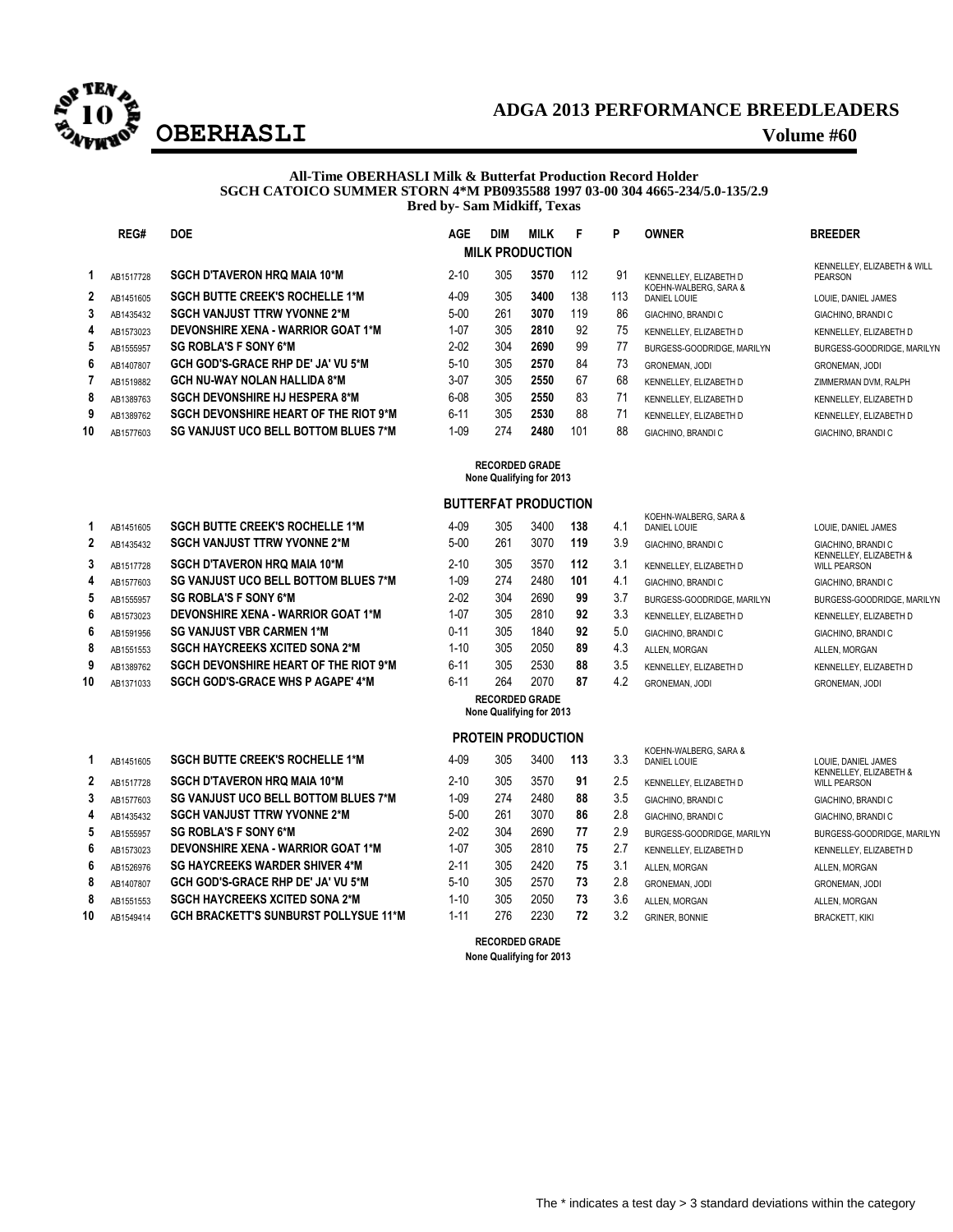# ADGA 2013 PERFORMANCE BREEDLEADERS

## OBERHASLI

**Volume #60**

**All-Time OBERHASLI Milk & Butterfat Production Record Holder**
**SGCH CATOICO SUMMER STORN 4*M PB0935588 1997 03-00 304 4665-234/5.0-135/2.9**
**Bred by- Sam Midkiff, Texas**

### MILK PRODUCTION

| | REG# | DOE | AGE | DIM | MILK | F | P | OWNER | BREEDER |
|---|---|---|---|---|---|---|---|---|---|
| 1 | AB1517728 | SGCH D'TAVERON HRQ MAIA 10*M | 2-10 | 305 | **3570** | 112 | 91 | KENNELLEY, ELIZABETH D | KENNELLEY, ELIZABETH & WILL PEARSON |
| 2 | AB1451605 | SGCH BUTTE CREEK'S ROCHELLE 1*M | 4-09 | 305 | **3400** | 138 | 113 | KOEHN-WALBERG, SARA & DANIEL LOUIE | LOUIE, DANIEL JAMES |
| 3 | AB1435432 | SGCH VANJUST TTRW YVONNE 2*M | 5-00 | 261 | **3070** | 119 | 86 | GIACHINO, BRANDI C | GIACHINO, BRANDI C |
| 4 | AB1573023 | DEVONSHIRE XENA - WARRIOR GOAT 1*M | 1-07 | 305 | **2810** | 92 | 75 | KENNELLEY, ELIZABETH D | KENNELLEY, ELIZABETH D |
| 5 | AB1555957 | SG ROBLA'S F SONY 6*M | 2-02 | 304 | **2690** | 99 | 77 | BURGESS-GOODRIDGE, MARILYN | BURGESS-GOODRIDGE, MARILYN |
| 6 | AB1407807 | GCH GOD'S-GRACE RHP DE' JA' VU 5*M | 5-10 | 305 | **2570** | 84 | 73 | GRONEMAN, JODI | GRONEMAN, JODI |
| 7 | AB1519882 | GCH NU-WAY NOLAN HALLIDA 8*M | 3-07 | 305 | **2550** | 67 | 68 | KENNELLEY, ELIZABETH D | ZIMMERMAN DVM, RALPH |
| 8 | AB1389763 | SGCH DEVONSHIRE HJ HESPERA 8*M | 6-08 | 305 | **2550** | 83 | 71 | KENNELLEY, ELIZABETH D | KENNELLEY, ELIZABETH D |
| 9 | AB1389762 | SGCH DEVONSHIRE HEART OF THE RIOT 9*M | 6-11 | 305 | **2530** | 88 | 71 | KENNELLEY, ELIZABETH D | KENNELLEY, ELIZABETH D |
| 10 | AB1577603 | SG VANJUST UCO BELL BOTTOM BLUES 7*M | 1-09 | 274 | **2480** | 101 | 88 | GIACHINO, BRANDI C | GIACHINO, BRANDI C |

**RECORDED GRADE**
**None Qualifying for 2013**

### BUTTERFAT PRODUCTION

| | REG# | DOE | AGE | DIM | MILK | F | % | OWNER | BREEDER |
|---|---|---|---|---|---|---|---|---|---|
| 1 | AB1451605 | SGCH BUTTE CREEK'S ROCHELLE 1*M | 4-09 | 305 | 3400 | **138** | 4.1 | KOEHN-WALBERG, SARA & DANIEL LOUIE | LOUIE, DANIEL JAMES |
| 2 | AB1435432 | SGCH VANJUST TTRW YVONNE 2*M | 5-00 | 261 | 3070 | **119** | 3.9 | GIACHINO, BRANDI C | GIACHINO, BRANDI C |
| 3 | AB1517728 | SGCH D'TAVERON HRQ MAIA 10*M | 2-10 | 305 | 3570 | **112** | 3.1 | KENNELLEY, ELIZABETH D | KENNELLEY, ELIZABETH & WILL PEARSON |
| 4 | AB1577603 | SG VANJUST UCO BELL BOTTOM BLUES 7*M | 1-09 | 274 | 2480 | **101** | 4.1 | GIACHINO, BRANDI C | GIACHINO, BRANDI C |
| 5 | AB1555957 | SG ROBLA'S F SONY 6*M | 2-02 | 304 | 2690 | **99** | 3.7 | BURGESS-GOODRIDGE, MARILYN | BURGESS-GOODRIDGE, MARILYN |
| 6 | AB1573023 | DEVONSHIRE XENA - WARRIOR GOAT 1*M | 1-07 | 305 | 2810 | **92** | 3.3 | KENNELLEY, ELIZABETH D | KENNELLEY, ELIZABETH D |
| 6 | AB1591956 | SG VANJUST VBR CARMEN 1*M | 0-11 | 305 | 1840 | **92** | 5.0 | GIACHINO, BRANDI C | GIACHINO, BRANDI C |
| 8 | AB1551553 | SGCH HAYCREEKS XCITED SONA 2*M | 1-10 | 305 | 2050 | **89** | 4.3 | ALLEN, MORGAN | ALLEN, MORGAN |
| 9 | AB1389762 | SGCH DEVONSHIRE HEART OF THE RIOT 9*M | 6-11 | 305 | 2530 | **88** | 3.5 | KENNELLEY, ELIZABETH D | KENNELLEY, ELIZABETH D |
| 10 | AB1371033 | SGCH GOD'S-GRACE WHS P AGAPE' 4*M | 6-11 | 264 | 2070 | **87** | 4.2 | GRONEMAN, JODI | GRONEMAN, JODI |

**RECORDED GRADE**
**None Qualifying for 2013**

### PROTEIN PRODUCTION

| | REG# | DOE | AGE | DIM | MILK | P | % | OWNER | BREEDER |
|---|---|---|---|---|---|---|---|---|---|
| 1 | AB1451605 | SGCH BUTTE CREEK'S ROCHELLE 1*M | 4-09 | 305 | 3400 | **113** | 3.3 | KOEHN-WALBERG, SARA & DANIEL LOUIE | LOUIE, DANIEL JAMES |
| 2 | AB1517728 | SGCH D'TAVERON HRQ MAIA 10*M | 2-10 | 305 | 3570 | **91** | 2.5 | KENNELLEY, ELIZABETH D | KENNELLEY, ELIZABETH & WILL PEARSON |
| 3 | AB1577603 | SG VANJUST UCO BELL BOTTOM BLUES 7*M | 1-09 | 274 | 2480 | **88** | 3.5 | GIACHINO, BRANDI C | GIACHINO, BRANDI C |
| 4 | AB1435432 | SGCH VANJUST TTRW YVONNE 2*M | 5-00 | 261 | 3070 | **86** | 2.8 | GIACHINO, BRANDI C | GIACHINO, BRANDI C |
| 5 | AB1555957 | SG ROBLA'S F SONY 6*M | 2-02 | 304 | 2690 | **77** | 2.9 | BURGESS-GOODRIDGE, MARILYN | BURGESS-GOODRIDGE, MARILYN |
| 6 | AB1573023 | DEVONSHIRE XENA - WARRIOR GOAT 1*M | 1-07 | 305 | 2810 | **75** | 2.7 | KENNELLEY, ELIZABETH D | KENNELLEY, ELIZABETH D |
| 6 | AB1526976 | SG HAYCREEKS WARDER SHIVER 4*M | 2-11 | 305 | 2420 | **75** | 3.1 | ALLEN, MORGAN | ALLEN, MORGAN |
| 8 | AB1407807 | GCH GOD'S-GRACE RHP DE' JA' VU 5*M | 5-10 | 305 | 2570 | **73** | 2.8 | GRONEMAN, JODI | GRONEMAN, JODI |
| 8 | AB1551553 | SGCH HAYCREEKS XCITED SONA 2*M | 1-10 | 305 | 2050 | **73** | 3.6 | ALLEN, MORGAN | ALLEN, MORGAN |
| 10 | AB1549414 | GCH BRACKETT'S SUNBURST POLLYSUE 11*M | 1-11 | 276 | 2230 | **72** | 3.2 | GRINER, BONNIE | BRACKETT, KIKI |

**RECORDED GRADE**
**None Qualifying for 2013**

The * indicates a test day > 3 standard deviations within the category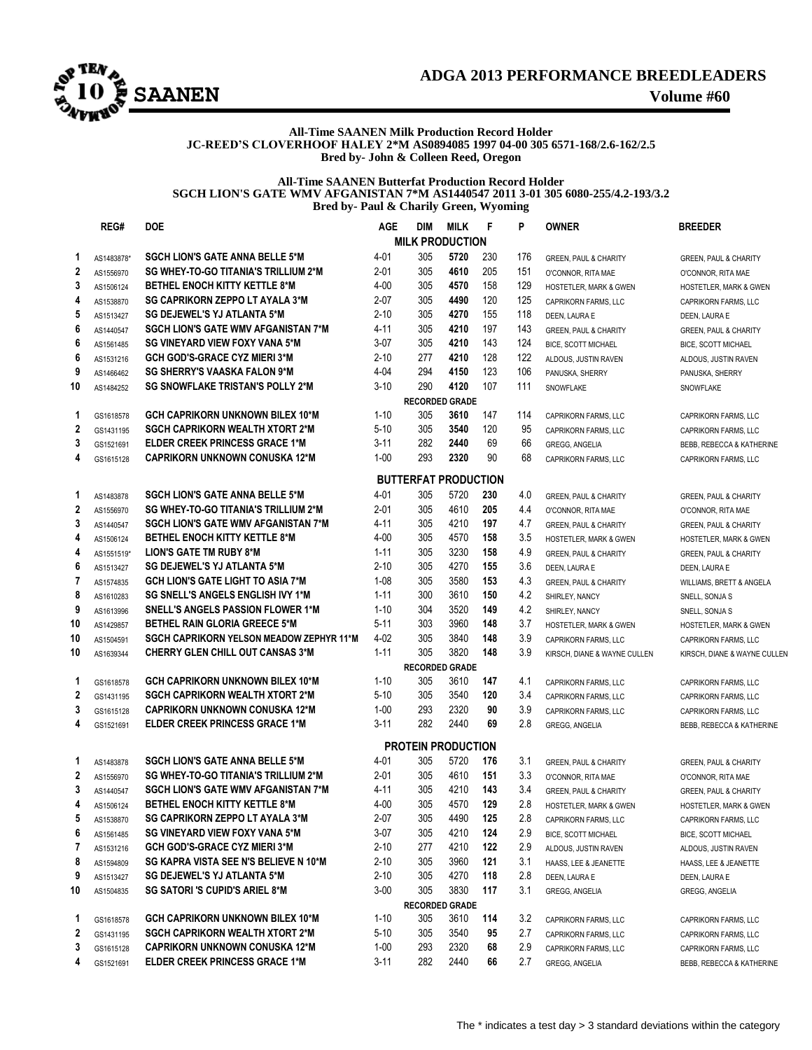# ADGA 2013 PERFORMANCE BREEDLEADERS

## SAANEN

**Volume #60**

**All-Time SAANEN Milk Production Record Holder**
**JC-REED'S CLOVERHOOF HALEY 2*M AS0894085 1997 04-00 305 6571-168/2.6-162/2.5**
**Bred by- John & Colleen Reed, Oregon**

**All-Time SAANEN Butterfat Production Record Holder**
**SGCH LION'S GATE WMV AFGANISTAN 7*M AS1440547 2011 3-01 305 6080-255/4.2-193/3.2**
**Bred by- Paul & Charily Green, Wyoming**

| | REG# | DOE | AGE | DIM | MILK | F | P | OWNER | BREEDER |
|---|---|---|---|---|---|---|---|---|---|
| | | | | **MILK PRODUCTION** | | | | | |
| 1 | AS1483878* | **SGCH LION'S GATE ANNA BELLE 5*M** | 4-01 | 305 | **5720** | 230 | 176 | GREEN, PAUL & CHARITY | GREEN, PAUL & CHARITY |
| 2 | AS1556970 | **SG WHEY-TO-GO TITANIA'S TRILLIUM 2*M** | 2-01 | 305 | **4610** | 205 | 151 | O'CONNOR, RITA MAE | O'CONNOR, RITA MAE |
| 3 | AS1506124 | **BETHEL ENOCH KITTY KETTLE 8*M** | 4-00 | 305 | **4570** | 158 | 129 | HOSTETLER, MARK & GWEN | HOSTETLER, MARK & GWEN |
| 4 | AS1538870 | **SG CAPRIKORN ZEPPO LT AYALA 3*M** | 2-07 | 305 | **4490** | 120 | 125 | CAPRIKORN FARMS, LLC | CAPRIKORN FARMS, LLC |
| 5 | AS1513427 | **SG DEJEWEL'S YJ ATLANTA 5*M** | 2-10 | 305 | **4270** | 155 | 118 | DEEN, LAURA E | DEEN, LAURA E |
| 6 | AS1440547 | **SGCH LION'S GATE WMV AFGANISTAN 7*M** | 4-11 | 305 | **4210** | 197 | 143 | GREEN, PAUL & CHARITY | GREEN, PAUL & CHARITY |
| 6 | AS1561485 | **SG VINEYARD VIEW FOXY VANA 5*M** | 3-07 | 305 | **4210** | 143 | 124 | BICE, SCOTT MICHAEL | BICE, SCOTT MICHAEL |
| 6 | AS1531216 | **GCH GOD'S-GRACE CYZ MIERI 3*M** | 2-10 | 277 | **4210** | 128 | 122 | ALDOUS, JUSTIN RAVEN | ALDOUS, JUSTIN RAVEN |
| 9 | AS1466462 | **SG SHERRY'S VAASKA FALON 9*M** | 4-04 | 294 | **4150** | 123 | 106 | PANUSKA, SHERRY | PANUSKA, SHERRY |
| 10 | AS1484252 | **SG SNOWFLAKE TRISTAN'S POLLY 2*M** | 3-10 | 290 | **4120** | 107 | 111 | SNOWFLAKE | SNOWFLAKE |
| | | | | **RECORDED GRADE** | | | | | |
| 1 | GS1618578 | **GCH CAPRIKORN UNKNOWN BILEX 10*M** | 1-10 | 305 | **3610** | 147 | 114 | CAPRIKORN FARMS, LLC | CAPRIKORN FARMS, LLC |
| 2 | GS1431195 | **SGCH CAPRIKORN WEALTH XTORT 2*M** | 5-10 | 305 | **3540** | 120 | 95 | CAPRIKORN FARMS, LLC | CAPRIKORN FARMS, LLC |
| 3 | GS1521691 | **ELDER CREEK PRINCESS GRACE 1*M** | 3-11 | 282 | **2440** | 69 | 66 | GREGG, ANGELIA | BEBB, REBECCA & KATHERINE |
| 4 | GS1615128 | **CAPRIKORN UNKNOWN CONUSKA 12*M** | 1-00 | 293 | **2320** | 90 | 68 | CAPRIKORN FARMS, LLC | CAPRIKORN FARMS, LLC |
| | | | | **BUTTERFAT PRODUCTION** | | | | | |
| 1 | AS1483878 | **SGCH LION'S GATE ANNA BELLE 5*M** | 4-01 | 305 | 5720 | **230** | 4.0 | GREEN, PAUL & CHARITY | GREEN, PAUL & CHARITY |
| 2 | AS1556970 | **SG WHEY-TO-GO TITANIA'S TRILLIUM 2*M** | 2-01 | 305 | 4610 | **205** | 4.4 | O'CONNOR, RITA MAE | O'CONNOR, RITA MAE |
| 3 | AS1440547 | **SGCH LION'S GATE WMV AFGANISTAN 7*M** | 4-11 | 305 | 4210 | **197** | 4.7 | GREEN, PAUL & CHARITY | GREEN, PAUL & CHARITY |
| 4 | AS1506124 | **BETHEL ENOCH KITTY KETTLE 8*M** | 4-00 | 305 | 4570 | **158** | 3.5 | HOSTETLER, MARK & GWEN | HOSTETLER, MARK & GWEN |
| 4 | AS1551519* | **LION'S GATE TM RUBY 8*M** | 1-11 | 305 | 3230 | **158** | 4.9 | GREEN, PAUL & CHARITY | GREEN, PAUL & CHARITY |
| 6 | AS1513427 | **SG DEJEWEL'S YJ ATLANTA 5*M** | 2-10 | 305 | 4270 | **155** | 3.6 | DEEN, LAURA E | DEEN, LAURA E |
| 7 | AS1574835 | **GCH LION'S GATE LIGHT TO ASIA 7*M** | 1-08 | 305 | 3580 | **153** | 4.3 | GREEN, PAUL & CHARITY | WILLIAMS, BRETT & ANGELA |
| 8 | AS1610283 | **SG SNELL'S ANGELS ENGLISH IVY 1*M** | 1-11 | 300 | 3610 | **150** | 4.2 | SHIRLEY, NANCY | SNELL, SONJA S |
| 9 | AS1613996 | **SNELL'S ANGELS PASSION FLOWER 1*M** | 1-10 | 304 | 3520 | **149** | 4.2 | SHIRLEY, NANCY | SNELL, SONJA S |
| 10 | AS1429857 | **BETHEL RAIN GLORIA GREECE 5*M** | 5-11 | 303 | 3960 | **148** | 3.7 | HOSTETLER, MARK & GWEN | HOSTETLER, MARK & GWEN |
| 10 | AS1504591 | **SGCH CAPRIKORN YELSON MEADOW ZEPHYR 11*M** | 4-02 | 305 | 3840 | **148** | 3.9 | CAPRIKORN FARMS, LLC | CAPRIKORN FARMS, LLC |
| 10 | AS1639344 | **CHERRY GLEN CHILL OUT CANSAS 3*M** | 1-11 | 305 | 3820 | **148** | 3.9 | KIRSCH, DIANE & WAYNE CULLEN | KIRSCH, DIANE & WAYNE CULLEN |
| | | | | **RECORDED GRADE** | | | | | |
| 1 | GS1618578 | **GCH CAPRIKORN UNKNOWN BILEX 10*M** | 1-10 | 305 | 3610 | **147** | 4.1 | CAPRIKORN FARMS, LLC | CAPRIKORN FARMS, LLC |
| 2 | GS1431195 | **SGCH CAPRIKORN WEALTH XTORT 2*M** | 5-10 | 305 | 3540 | **120** | 3.4 | CAPRIKORN FARMS, LLC | CAPRIKORN FARMS, LLC |
| 3 | GS1615128 | **CAPRIKORN UNKNOWN CONUSKA 12*M** | 1-00 | 293 | 2320 | **90** | 3.9 | CAPRIKORN FARMS, LLC | CAPRIKORN FARMS, LLC |
| 4 | GS1521691 | **ELDER CREEK PRINCESS GRACE 1*M** | 3-11 | 282 | 2440 | **69** | 2.8 | GREGG, ANGELIA | BEBB, REBECCA & KATHERINE |
| | | | | **PROTEIN PRODUCTION** | | | | | |
| 1 | AS1483878 | **SGCH LION'S GATE ANNA BELLE 5*M** | 4-01 | 305 | 5720 | **176** | 3.1 | GREEN, PAUL & CHARITY | GREEN, PAUL & CHARITY |
| 2 | AS1556970 | **SG WHEY-TO-GO TITANIA'S TRILLIUM 2*M** | 2-01 | 305 | 4610 | **151** | 3.3 | O'CONNOR, RITA MAE | O'CONNOR, RITA MAE |
| 3 | AS1440547 | **SGCH LION'S GATE WMV AFGANISTAN 7*M** | 4-11 | 305 | 4210 | **143** | 3.4 | GREEN, PAUL & CHARITY | GREEN, PAUL & CHARITY |
| 4 | AS1506124 | **BETHEL ENOCH KITTY KETTLE 8*M** | 4-00 | 305 | 4570 | **129** | 2.8 | HOSTETLER, MARK & GWEN | HOSTETLER, MARK & GWEN |
| 5 | AS1538870 | **SG CAPRIKORN ZEPPO LT AYALA 3*M** | 2-07 | 305 | 4490 | **125** | 2.8 | CAPRIKORN FARMS, LLC | CAPRIKORN FARMS, LLC |
| 6 | AS1561485 | **SG VINEYARD VIEW FOXY VANA 5*M** | 3-07 | 305 | 4210 | **124** | 2.9 | BICE, SCOTT MICHAEL | BICE, SCOTT MICHAEL |
| 7 | AS1531216 | **GCH GOD'S-GRACE CYZ MIERI 3*M** | 2-10 | 277 | 4210 | **122** | 2.9 | ALDOUS, JUSTIN RAVEN | ALDOUS, JUSTIN RAVEN |
| 8 | AS1594809 | **SG KAPRA VISTA SEE N'S BELIEVE N 10*M** | 2-10 | 305 | 3960 | **121** | 3.1 | HAASS, LEE & JEANETTE | HAASS, LEE & JEANETTE |
| 9 | AS1513427 | **SG DEJEWEL'S YJ ATLANTA 5*M** | 2-10 | 305 | 4270 | **118** | 2.8 | DEEN, LAURA E | DEEN, LAURA E |
| 10 | AS1504835 | **SG SATORI 'S CUPID'S ARIEL 8*M** | 3-00 | 305 | 3830 | **117** | 3.1 | GREGG, ANGELIA | GREGG, ANGELIA |
| | | | | **RECORDED GRADE** | | | | | |
| 1 | GS1618578 | **GCH CAPRIKORN UNKNOWN BILEX 10*M** | 1-10 | 305 | 3610 | **114** | 3.2 | CAPRIKORN FARMS, LLC | CAPRIKORN FARMS, LLC |
| 2 | GS1431195 | **SGCH CAPRIKORN WEALTH XTORT 2*M** | 5-10 | 305 | 3540 | **95** | 2.7 | CAPRIKORN FARMS, LLC | CAPRIKORN FARMS, LLC |
| 3 | GS1615128 | **CAPRIKORN UNKNOWN CONUSKA 12*M** | 1-00 | 293 | 2320 | **68** | 2.9 | CAPRIKORN FARMS, LLC | CAPRIKORN FARMS, LLC |
| 4 | GS1521691 | **ELDER CREEK PRINCESS GRACE 1*M** | 3-11 | 282 | 2440 | **66** | 2.7 | GREGG, ANGELIA | BEBB, REBECCA & KATHERINE |

The * indicates a test day > 3 standard deviations within the category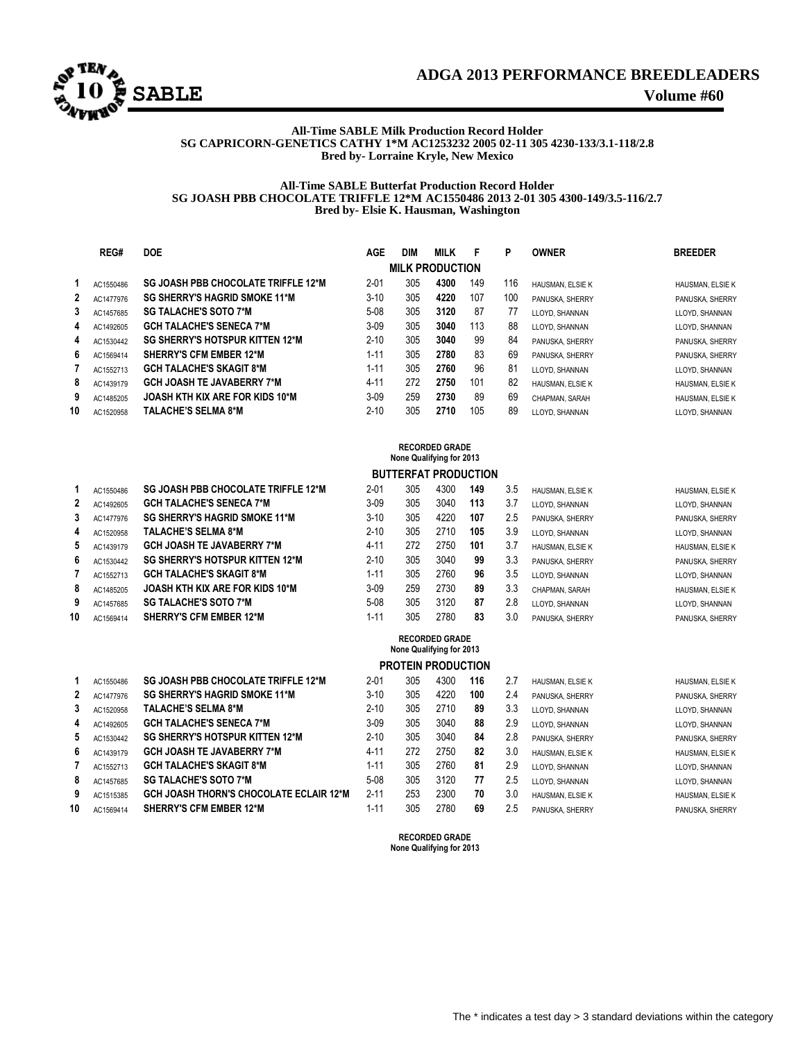# ADGA 2013 PERFORMANCE BREEDLEADERS

## SABLE

**Volume #60**

**All-Time SABLE Milk Production Record Holder**
**SG CAPRICORN-GENETICS CATHY 1*M AC1253232 2005 02-11 305 4230-133/3.1-118/2.8**
**Bred by- Lorraine Kryle, New Mexico**

**All-Time SABLE Butterfat Production Record Holder**
**SG JOASH PBB CHOCOLATE TRIFFLE 12*M AC1550486 2013 2-01 305 4300-149/3.5-116/2.7**
**Bred by- Elsie K. Hausman, Washington**

### MILK PRODUCTION

| | REG# | DOE | AGE | DIM | MILK | F | P | OWNER | BREEDER |
|---|---|---|---|---|---|---|---|---|---|
| 1 | AC1550486 | SG JOASH PBB CHOCOLATE TRIFFLE 12*M | 2-01 | 305 | **4300** | 149 | 116 | HAUSMAN, ELSIE K | HAUSMAN, ELSIE K |
| 2 | AC1477976 | SG SHERRY'S HAGRID SMOKE 11*M | 3-10 | 305 | **4220** | 107 | 100 | PANUSKA, SHERRY | PANUSKA, SHERRY |
| 3 | AC1457685 | SG TALACHE'S SOTO 7*M | 5-08 | 305 | **3120** | 87 | 77 | LLOYD, SHANNAN | LLOYD, SHANNAN |
| 4 | AC1492605 | GCH TALACHE'S SENECA 7*M | 3-09 | 305 | **3040** | 113 | 88 | LLOYD, SHANNAN | LLOYD, SHANNAN |
| 4 | AC1530442 | SG SHERRY'S HOTSPUR KITTEN 12*M | 2-10 | 305 | **3040** | 99 | 84 | PANUSKA, SHERRY | PANUSKA, SHERRY |
| 6 | AC1569414 | SHERRY'S CFM EMBER 12*M | 1-11 | 305 | **2780** | 83 | 69 | PANUSKA, SHERRY | PANUSKA, SHERRY |
| 7 | AC1552713 | GCH TALACHE'S SKAGIT 8*M | 1-11 | 305 | **2760** | 96 | 81 | LLOYD, SHANNAN | LLOYD, SHANNAN |
| 8 | AC1439179 | GCH JOASH TE JAVABERRY 7*M | 4-11 | 272 | **2750** | 101 | 82 | HAUSMAN, ELSIE K | HAUSMAN, ELSIE K |
| 9 | AC1485205 | JOASH KTH KIX ARE FOR KIDS 10*M | 3-09 | 259 | **2730** | 89 | 69 | CHAPMAN, SARAH | HAUSMAN, ELSIE K |
| 10 | AC1520958 | TALACHE'S SELMA 8*M | 2-10 | 305 | **2710** | 105 | 89 | LLOYD, SHANNAN | LLOYD, SHANNAN |

**RECORDED GRADE**
**None Qualifying for 2013**

### BUTTERFAT PRODUCTION

| | REG# | DOE | AGE | DIM | MILK | F | % | OWNER | BREEDER |
|---|---|---|---|---|---|---|---|---|---|
| 1 | AC1550486 | SG JOASH PBB CHOCOLATE TRIFFLE 12*M | 2-01 | 305 | 4300 | **149** | 3.5 | HAUSMAN, ELSIE K | HAUSMAN, ELSIE K |
| 2 | AC1492605 | GCH TALACHE'S SENECA 7*M | 3-09 | 305 | 3040 | **113** | 3.7 | LLOYD, SHANNAN | LLOYD, SHANNAN |
| 3 | AC1477976 | SG SHERRY'S HAGRID SMOKE 11*M | 3-10 | 305 | 4220 | **107** | 2.5 | PANUSKA, SHERRY | PANUSKA, SHERRY |
| 4 | AC1520958 | TALACHE'S SELMA 8*M | 2-10 | 305 | 2710 | **105** | 3.9 | LLOYD, SHANNAN | LLOYD, SHANNAN |
| 5 | AC1439179 | GCH JOASH TE JAVABERRY 7*M | 4-11 | 272 | 2750 | **101** | 3.7 | HAUSMAN, ELSIE K | HAUSMAN, ELSIE K |
| 6 | AC1530442 | SG SHERRY'S HOTSPUR KITTEN 12*M | 2-10 | 305 | 3040 | **99** | 3.3 | PANUSKA, SHERRY | PANUSKA, SHERRY |
| 7 | AC1552713 | GCH TALACHE'S SKAGIT 8*M | 1-11 | 305 | 2760 | **96** | 3.5 | LLOYD, SHANNAN | LLOYD, SHANNAN |
| 8 | AC1485205 | JOASH KTH KIX ARE FOR KIDS 10*M | 3-09 | 259 | 2730 | **89** | 3.3 | CHAPMAN, SARAH | HAUSMAN, ELSIE K |
| 9 | AC1457685 | SG TALACHE'S SOTO 7*M | 5-08 | 305 | 3120 | **87** | 2.8 | LLOYD, SHANNAN | LLOYD, SHANNAN |
| 10 | AC1569414 | SHERRY'S CFM EMBER 12*M | 1-11 | 305 | 2780 | **83** | 3.0 | PANUSKA, SHERRY | PANUSKA, SHERRY |

**RECORDED GRADE**
**None Qualifying for 2013**

### PROTEIN PRODUCTION

| | REG# | DOE | AGE | DIM | MILK | P | % | OWNER | BREEDER |
|---|---|---|---|---|---|---|---|---|---|
| 1 | AC1550486 | SG JOASH PBB CHOCOLATE TRIFFLE 12*M | 2-01 | 305 | 4300 | **116** | 2.7 | HAUSMAN, ELSIE K | HAUSMAN, ELSIE K |
| 2 | AC1477976 | SG SHERRY'S HAGRID SMOKE 11*M | 3-10 | 305 | 4220 | **100** | 2.4 | PANUSKA, SHERRY | PANUSKA, SHERRY |
| 3 | AC1520958 | TALACHE'S SELMA 8*M | 2-10 | 305 | 2710 | **89** | 3.3 | LLOYD, SHANNAN | LLOYD, SHANNAN |
| 4 | AC1492605 | GCH TALACHE'S SENECA 7*M | 3-09 | 305 | 3040 | **88** | 2.9 | LLOYD, SHANNAN | LLOYD, SHANNAN |
| 5 | AC1530442 | SG SHERRY'S HOTSPUR KITTEN 12*M | 2-10 | 305 | 3040 | **84** | 2.8 | PANUSKA, SHERRY | PANUSKA, SHERRY |
| 6 | AC1439179 | GCH JOASH TE JAVABERRY 7*M | 4-11 | 272 | 2750 | **82** | 3.0 | HAUSMAN, ELSIE K | HAUSMAN, ELSIE K |
| 7 | AC1552713 | GCH TALACHE'S SKAGIT 8*M | 1-11 | 305 | 2760 | **81** | 2.9 | LLOYD, SHANNAN | LLOYD, SHANNAN |
| 8 | AC1457685 | SG TALACHE'S SOTO 7*M | 5-08 | 305 | 3120 | **77** | 2.5 | LLOYD, SHANNAN | LLOYD, SHANNAN |
| 9 | AC1515385 | GCH JOASH THORN'S CHOCOLATE ECLAIR 12*M | 2-11 | 253 | 2300 | **70** | 3.0 | HAUSMAN, ELSIE K | HAUSMAN, ELSIE K |
| 10 | AC1569414 | SHERRY'S CFM EMBER 12*M | 1-11 | 305 | 2780 | **69** | 2.5 | PANUSKA, SHERRY | PANUSKA, SHERRY |

**RECORDED GRADE**
**None Qualifying for 2013**

The * indicates a test day > 3 standard deviations within the category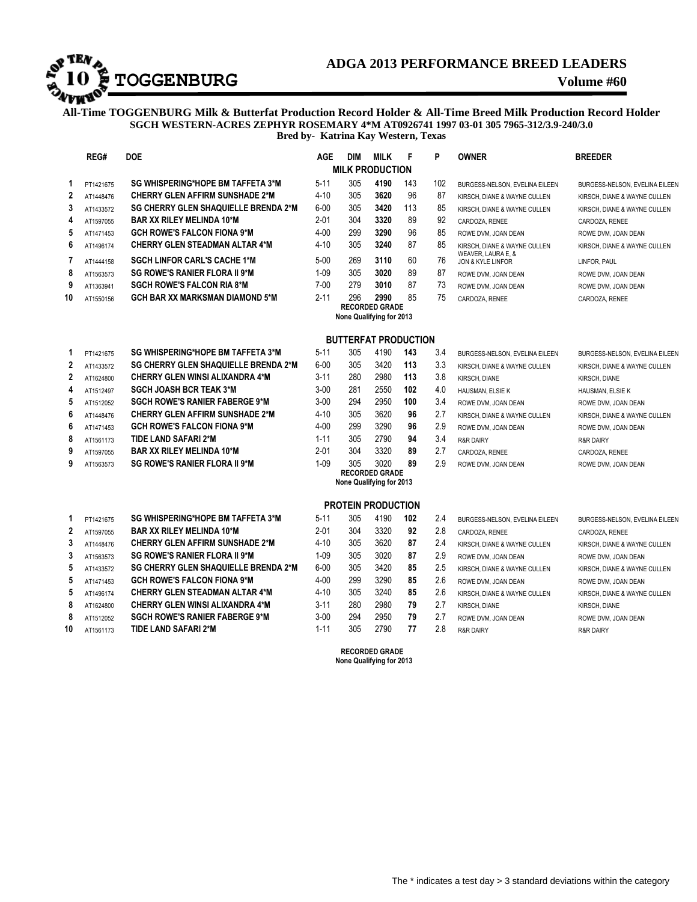# TOGGENBURG

## ADGA 2013 PERFORMANCE BREED LEADERS

**Volume #60**

**All-Time TOGGENBURG Milk & Butterfat Production Record Holder & All-Time Breed Milk Production Record Holder**
**SGCH WESTERN-ACRES ZEPHYR ROSEMARY 4*M AT0926741 1997 03-01 305 7965-312/3.9-240/3.0**
**Bred by- Katrina Kay Western, Texas**

### MILK PRODUCTION

| | REG# | DOE | AGE | DIM | MILK | F | P | OWNER | BREEDER |
|---|---|---|---|---|---|---|---|---|---|
| 1 | PT1421675 | SG WHISPERING*HOPE BM TAFFETA 3*M | 5-11 | 305 | **4190** | 143 | 102 | BURGESS-NELSON, EVELINA EILEEN | BURGESS-NELSON, EVELINA EILEEN |
| 2 | AT1448476 | CHERRY GLEN AFFIRM SUNSHADE 2*M | 4-10 | 305 | **3620** | 96 | 87 | KIRSCH, DIANE & WAYNE CULLEN | KIRSCH, DIANE & WAYNE CULLEN |
| 3 | AT1433572 | SG CHERRY GLEN SHAQUIELLE BRENDA 2*M | 6-00 | 305 | **3420** | 113 | 85 | KIRSCH, DIANE & WAYNE CULLEN | KIRSCH, DIANE & WAYNE CULLEN |
| 4 | AT1597055 | BAR XX RILEY MELINDA 10*M | 2-01 | 304 | **3320** | 89 | 92 | CARDOZA, RENEE | CARDOZA, RENEE |
| 5 | AT1471453 | GCH ROWE'S FALCON FIONA 9*M | 4-00 | 299 | **3290** | 96 | 85 | ROWE DVM, JOAN DEAN | ROWE DVM, JOAN DEAN |
| 6 | AT1496174 | CHERRY GLEN STEADMAN ALTAR 4*M | 4-10 | 305 | **3240** | 87 | 85 | KIRSCH, DIANE & WAYNE CULLEN | KIRSCH, DIANE & WAYNE CULLEN |
| 7 | AT1444158 | SGCH LINFOR CARL'S CACHE 1*M | 5-00 | 269 | **3110** | 60 | 76 | WEAVER, LAURA E, & JON & KYLE LINFOR | LINFOR, PAUL |
| 8 | AT1563573 | SG ROWE'S RANIER FLORA II 9*M | 1-09 | 305 | **3020** | 89 | 87 | ROWE DVM, JOAN DEAN | ROWE DVM, JOAN DEAN |
| 9 | AT1363941 | SGCH ROWE'S FALCON RIA 8*M | 7-00 | 279 | **3010** | 87 | 73 | ROWE DVM, JOAN DEAN | ROWE DVM, JOAN DEAN |
| 10 | AT1550156 | GCH BAR XX MARKSMAN DIAMOND 5*M | 2-11 | 296 | **2990** | 85 | 75 | CARDOZA, RENEE | CARDOZA, RENEE |

**RECORDED GRADE**
**None Qualifying for 2013**

### BUTTERFAT PRODUCTION

| | REG# | DOE | AGE | DIM | MILK | F | % | OWNER | BREEDER |
|---|---|---|---|---|---|---|---|---|---|
| 1 | PT1421675 | SG WHISPERING*HOPE BM TAFFETA 3*M | 5-11 | 305 | 4190 | **143** | 3.4 | BURGESS-NELSON, EVELINA EILEEN | BURGESS-NELSON, EVELINA EILEEN |
| 2 | AT1433572 | SG CHERRY GLEN SHAQUIELLE BRENDA 2*M | 6-00 | 305 | 3420 | **113** | 3.3 | KIRSCH, DIANE & WAYNE CULLEN | KIRSCH, DIANE & WAYNE CULLEN |
| 2 | AT1624800 | CHERRY GLEN WINSI ALIXANDRA 4*M | 3-11 | 280 | 2980 | **113** | 3.8 | KIRSCH, DIANE | KIRSCH, DIANE |
| 4 | AT1512497 | SGCH JOASH BCR TEAK 3*M | 3-00 | 281 | 2550 | **102** | 4.0 | HAUSMAN, ELSIE K | HAUSMAN, ELSIE K |
| 5 | AT1512052 | SGCH ROWE'S RANIER FABERGE 9*M | 3-00 | 294 | 2950 | **100** | 3.4 | ROWE DVM, JOAN DEAN | ROWE DVM, JOAN DEAN |
| 6 | AT1448476 | CHERRY GLEN AFFIRM SUNSHADE 2*M | 4-10 | 305 | 3620 | **96** | 2.7 | KIRSCH, DIANE & WAYNE CULLEN | KIRSCH, DIANE & WAYNE CULLEN |
| 6 | AT1471453 | GCH ROWE'S FALCON FIONA 9*M | 4-00 | 299 | 3290 | **96** | 2.9 | ROWE DVM, JOAN DEAN | ROWE DVM, JOAN DEAN |
| 8 | AT1561173 | TIDE LAND SAFARI 2*M | 1-11 | 305 | 2790 | **94** | 3.4 | R&R DAIRY | R&R DAIRY |
| 9 | AT1597055 | BAR XX RILEY MELINDA 10*M | 2-01 | 304 | 3320 | **89** | 2.7 | CARDOZA, RENEE | CARDOZA, RENEE |
| 9 | AT1563573 | SG ROWE'S RANIER FLORA II 9*M | 1-09 | 305 | 3020 | **89** | 2.9 | ROWE DVM, JOAN DEAN | ROWE DVM, JOAN DEAN |

**RECORDED GRADE**
**None Qualifying for 2013**

### PROTEIN PRODUCTION

| | REG# | DOE | AGE | DIM | MILK | P | % | OWNER | BREEDER |
|---|---|---|---|---|---|---|---|---|---|
| 1 | PT1421675 | SG WHISPERING*HOPE BM TAFFETA 3*M | 5-11 | 305 | 4190 | **102** | 2.4 | BURGESS-NELSON, EVELINA EILEEN | BURGESS-NELSON, EVELINA EILEEN |
| 2 | AT1597055 | BAR XX RILEY MELINDA 10*M | 2-01 | 304 | 3320 | **92** | 2.8 | CARDOZA, RENEE | CARDOZA, RENEE |
| 3 | AT1448476 | CHERRY GLEN AFFIRM SUNSHADE 2*M | 4-10 | 305 | 3620 | **87** | 2.4 | KIRSCH, DIANE & WAYNE CULLEN | KIRSCH, DIANE & WAYNE CULLEN |
| 3 | AT1563573 | SG ROWE'S RANIER FLORA II 9*M | 1-09 | 305 | 3020 | **87** | 2.9 | ROWE DVM, JOAN DEAN | ROWE DVM, JOAN DEAN |
| 5 | AT1433572 | SG CHERRY GLEN SHAQUIELLE BRENDA 2*M | 6-00 | 305 | 3420 | **85** | 2.5 | KIRSCH, DIANE & WAYNE CULLEN | KIRSCH, DIANE & WAYNE CULLEN |
| 5 | AT1471453 | GCH ROWE'S FALCON FIONA 9*M | 4-00 | 299 | 3290 | **85** | 2.6 | ROWE DVM, JOAN DEAN | ROWE DVM, JOAN DEAN |
| 5 | AT1496174 | CHERRY GLEN STEADMAN ALTAR 4*M | 4-10 | 305 | 3240 | **85** | 2.6 | KIRSCH, DIANE & WAYNE CULLEN | KIRSCH, DIANE & WAYNE CULLEN |
| 8 | AT1624800 | CHERRY GLEN WINSI ALIXANDRA 4*M | 3-11 | 280 | 2980 | **79** | 2.7 | KIRSCH, DIANE | KIRSCH, DIANE |
| 8 | AT1512052 | SGCH ROWE'S RANIER FABERGE 9*M | 3-00 | 294 | 2950 | **79** | 2.7 | ROWE DVM, JOAN DEAN | ROWE DVM, JOAN DEAN |
| 10 | AT1561173 | TIDE LAND SAFARI 2*M | 1-11 | 305 | 2790 | **77** | 2.8 | R&R DAIRY | R&R DAIRY |

**RECORDED GRADE**
**None Qualifying for 2013**

The * indicates a test day > 3 standard deviations within the category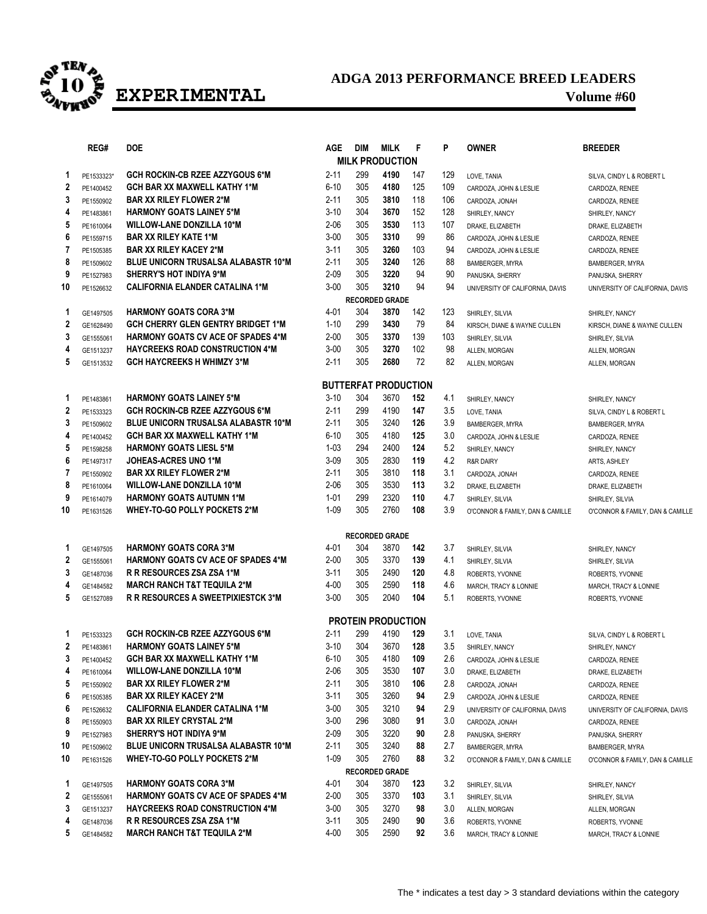# ADGA 2013 PERFORMANCE BREED LEADERS

## EXPERIMENTAL

**Volume #60**

| | REG# | DOE | AGE | DIM | MILK | F | P | OWNER | BREEDER |
|---|---|---|---|---|---|---|---|---|---|
| | | | | | **MILK PRODUCTION** | | | | |
| 1 | PE1533323* | GCH ROCKIN-CB RZEE AZZYGOUS 6*M | 2-11 | 299 | **4190** | 147 | 129 | LOVE, TANIA | SILVA, CINDY L & ROBERT L |
| 2 | PE1400452 | GCH BAR XX MAXWELL KATHY 1*M | 6-10 | 305 | **4180** | 125 | 109 | CARDOZA, JOHN & LESLIE | CARDOZA, RENEE |
| 3 | PE1550902 | BAR XX RILEY FLOWER 2*M | 2-11 | 305 | **3810** | 118 | 106 | CARDOZA, JONAH | CARDOZA, RENEE |
| 4 | PE1483861 | HARMONY GOATS LAINEY 5*M | 3-10 | 304 | **3670** | 152 | 128 | SHIRLEY, NANCY | SHIRLEY, NANCY |
| 5 | PE1610064 | WILLOW-LANE DONZILLA 10*M | 2-06 | 305 | **3530** | 113 | 107 | DRAKE, ELIZABETH | DRAKE, ELIZABETH |
| 6 | PE1559715 | BAR XX RILEY KATE 1*M | 3-00 | 305 | **3310** | 99 | 86 | CARDOZA, JOHN & LESLIE | CARDOZA, RENEE |
| 7 | PE1505385 | BAR XX RILEY KACEY 2*M | 3-11 | 305 | **3260** | 103 | 94 | CARDOZA, JOHN & LESLIE | CARDOZA, RENEE |
| 8 | PE1509602 | BLUE UNICORN TRUSALSA ALABASTR 10*M | 2-11 | 305 | **3240** | 126 | 88 | BAMBERGER, MYRA | BAMBERGER, MYRA |
| 9 | PE1527983 | SHERRY'S HOT INDIYA 9*M | 2-09 | 305 | **3220** | 94 | 90 | PANUSKA, SHERRY | PANUSKA, SHERRY |
| 10 | PE1526632 | CALIFORNIA ELANDER CATALINA 1*M | 3-00 | 305 | **3210** | 94 | 94 | UNIVERSITY OF CALIFORNIA, DAVIS | UNIVERSITY OF CALIFORNIA, DAVIS |
| | | | | | **RECORDED GRADE** | | | | |
| 1 | GE1497505 | HARMONY GOATS CORA 3*M | 4-01 | 304 | **3870** | 142 | 123 | SHIRLEY, SILVIA | SHIRLEY, NANCY |
| 2 | GE1628490 | GCH CHERRY GLEN GENTRY BRIDGET 1*M | 1-10 | 299 | **3430** | 79 | 84 | KIRSCH, DIANE & WAYNE CULLEN | KIRSCH, DIANE & WAYNE CULLEN |
| 3 | GE1555061 | HARMONY GOATS CV ACE OF SPADES 4*M | 2-00 | 305 | **3370** | 139 | 103 | SHIRLEY, SILVIA | SHIRLEY, SILVIA |
| 4 | GE1513237 | HAYCREEKS ROAD CONSTRUCTION 4*M | 3-00 | 305 | **3270** | 102 | 98 | ALLEN, MORGAN | ALLEN, MORGAN |
| 5 | GE1513532 | GCH HAYCREEKS H WHIMZY 3*M | 2-11 | 305 | **2680** | 72 | 82 | ALLEN, MORGAN | ALLEN, MORGAN |
| | | | | | **BUTTERFAT PRODUCTION** | | | | |
| 1 | PE1483861 | HARMONY GOATS LAINEY 5*M | 3-10 | 304 | 3670 | **152** | 4.1 | SHIRLEY, NANCY | SHIRLEY, NANCY |
| 2 | PE1533323 | GCH ROCKIN-CB RZEE AZZYGOUS 6*M | 2-11 | 299 | 4190 | **147** | 3.5 | LOVE, TANIA | SILVA, CINDY L & ROBERT L |
| 3 | PE1509602 | BLUE UNICORN TRUSALSA ALABASTR 10*M | 2-11 | 305 | 3240 | **126** | 3.9 | BAMBERGER, MYRA | BAMBERGER, MYRA |
| 4 | PE1400452 | GCH BAR XX MAXWELL KATHY 1*M | 6-10 | 305 | 4180 | **125** | 3.0 | CARDOZA, JOHN & LESLIE | CARDOZA, RENEE |
| 5 | PE1598258 | HARMONY GOATS LIESL 5*M | 1-03 | 294 | 2400 | **124** | 5.2 | SHIRLEY, NANCY | SHIRLEY, NANCY |
| 6 | PE1497317 | JOHEAS-ACRES UNO 1*M | 3-09 | 305 | 2830 | **119** | 4.2 | R&R DAIRY | ARTS, ASHLEY |
| 7 | PE1550902 | BAR XX RILEY FLOWER 2*M | 2-11 | 305 | 3810 | **118** | 3.1 | CARDOZA, JONAH | CARDOZA, RENEE |
| 8 | PE1610064 | WILLOW-LANE DONZILLA 10*M | 2-06 | 305 | 3530 | **113** | 3.2 | DRAKE, ELIZABETH | DRAKE, ELIZABETH |
| 9 | PE1614079 | HARMONY GOATS AUTUMN 1*M | 1-01 | 299 | 2320 | **110** | 4.7 | SHIRLEY, SILVIA | SHIRLEY, SILVIA |
| 10 | PE1631526 | WHEY-TO-GO POLLY POCKETS 2*M | 1-09 | 305 | 2760 | **108** | 3.9 | O'CONNOR & FAMILY, DAN & CAMILLE | O'CONNOR & FAMILY, DAN & CAMILLE |
| | | | | | **RECORDED GRADE** | | | | |
| 1 | GE1497505 | HARMONY GOATS CORA 3*M | 4-01 | 304 | 3870 | **142** | 3.7 | SHIRLEY, SILVIA | SHIRLEY, NANCY |
| 2 | GE1555061 | HARMONY GOATS CV ACE OF SPADES 4*M | 2-00 | 305 | 3370 | **139** | 4.1 | SHIRLEY, SILVIA | SHIRLEY, SILVIA |
| 3 | GE1487036 | R R RESOURCES ZSA ZSA 1*M | 3-11 | 305 | 2490 | **120** | 4.8 | ROBERTS, YVONNE | ROBERTS, YVONNE |
| 4 | GE1484582 | MARCH RANCH T&T TEQUILA 2*M | 4-00 | 305 | 2590 | **118** | 4.6 | MARCH, TRACY & LONNIE | MARCH, TRACY & LONNIE |
| 5 | GE1527089 | R R RESOURCES A SWEETPIXIESTCK 3*M | 3-00 | 305 | 2040 | **104** | 5.1 | ROBERTS, YVONNE | ROBERTS, YVONNE |
| | | | | | **PROTEIN PRODUCTION** | | | | |
| 1 | PE1533323 | GCH ROCKIN-CB RZEE AZZYGOUS 6*M | 2-11 | 299 | 4190 | **129** | 3.1 | LOVE, TANIA | SILVA, CINDY L & ROBERT L |
| 2 | PE1483861 | HARMONY GOATS LAINEY 5*M | 3-10 | 304 | 3670 | **128** | 3.5 | SHIRLEY, NANCY | SHIRLEY, NANCY |
| 3 | PE1400452 | GCH BAR XX MAXWELL KATHY 1*M | 6-10 | 305 | 4180 | **109** | 2.6 | CARDOZA, JOHN & LESLIE | CARDOZA, RENEE |
| 4 | PE1610064 | WILLOW-LANE DONZILLA 10*M | 2-06 | 305 | 3530 | **107** | 3.0 | DRAKE, ELIZABETH | DRAKE, ELIZABETH |
| 5 | PE1550902 | BAR XX RILEY FLOWER 2*M | 2-11 | 305 | 3810 | **106** | 2.8 | CARDOZA, JONAH | CARDOZA, RENEE |
| 6 | PE1505385 | BAR XX RILEY KACEY 2*M | 3-11 | 305 | 3260 | **94** | 2.9 | CARDOZA, JOHN & LESLIE | CARDOZA, RENEE |
| 6 | PE1526632 | CALIFORNIA ELANDER CATALINA 1*M | 3-00 | 305 | 3210 | **94** | 2.9 | UNIVERSITY OF CALIFORNIA, DAVIS | UNIVERSITY OF CALIFORNIA, DAVIS |
| 8 | PE1550903 | BAR XX RILEY CRYSTAL 2*M | 3-00 | 296 | 3080 | **91** | 3.0 | CARDOZA, JONAH | CARDOZA, RENEE |
| 9 | PE1527983 | SHERRY'S HOT INDIYA 9*M | 2-09 | 305 | 3220 | **90** | 2.8 | PANUSKA, SHERRY | PANUSKA, SHERRY |
| 10 | PE1509602 | BLUE UNICORN TRUSALSA ALABASTR 10*M | 2-11 | 305 | 3240 | **88** | 2.7 | BAMBERGER, MYRA | BAMBERGER, MYRA |
| 10 | PE1631526 | WHEY-TO-GO POLLY POCKETS 2*M | 1-09 | 305 | 2760 | **88** | 3.2 | O'CONNOR & FAMILY, DAN & CAMILLE | O'CONNOR & FAMILY, DAN & CAMILLE |
| | | | | | **RECORDED GRADE** | | | | |
| 1 | GE1497505 | HARMONY GOATS CORA 3*M | 4-01 | 304 | 3870 | **123** | 3.2 | SHIRLEY, SILVIA | SHIRLEY, NANCY |
| 2 | GE1555061 | HARMONY GOATS CV ACE OF SPADES 4*M | 2-00 | 305 | 3370 | **103** | 3.1 | SHIRLEY, SILVIA | SHIRLEY, SILVIA |
| 3 | GE1513237 | HAYCREEKS ROAD CONSTRUCTION 4*M | 3-00 | 305 | 3270 | **98** | 3.0 | ALLEN, MORGAN | ALLEN, MORGAN |
| 4 | GE1487036 | R R RESOURCES ZSA ZSA 1*M | 3-11 | 305 | 2490 | **90** | 3.6 | ROBERTS, YVONNE | ROBERTS, YVONNE |
| 5 | GE1484582 | MARCH RANCH T&T TEQUILA 2*M | 4-00 | 305 | 2590 | **92** | 3.6 | MARCH, TRACY & LONNIE | MARCH, TRACY & LONNIE |

The * indicates a test day > 3 standard deviations within the category